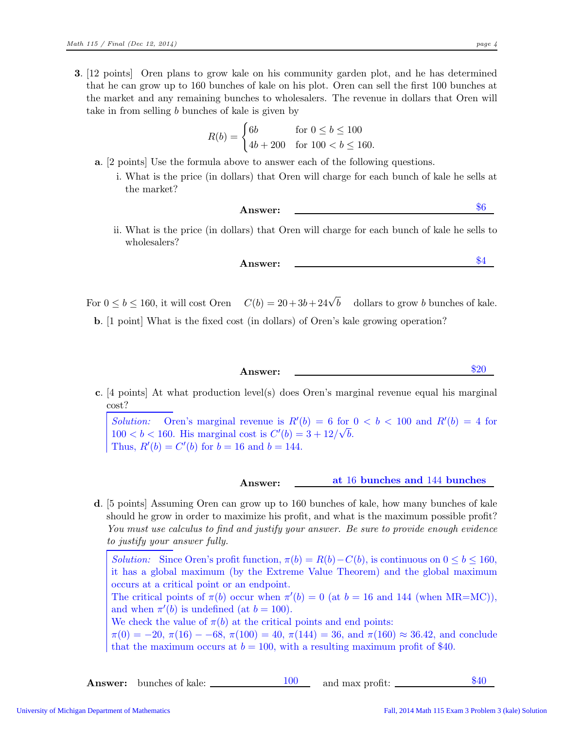**3.** [12 points] Oren plans to grow kale on his community garden plot, and he has determined that he can grow up to 160 bunches of kale on his plot. Oren can sell the first 100 bunches at the market and any remaining bunches to wholesalers. The revenue in dollars that Oren will take in from selling $b$ bunches of kale is given by

$$R(b) = \begin{cases} 6b & \text{for } 0 \leq b \leq 100 \\ 4b + 200 & \text{for } 100 < b \leq 160. \end{cases}$$

**a.** [2 points] Use the formula above to answer each of the following questions.

i. What is the price (in dollars) that Oren will charge for each bunch of kale he sells at the market?

**Answer:** \$6

ii. What is the price (in dollars) that Oren will charge for each bunch of kale he sells to wholesalers?

**Answer:** \$4

For $0 \leq b \leq 160$, it will cost Oren $C(b) = 20 + 3b + 24\sqrt{b}$ dollars to grow $b$ bunches of kale.

**b.** [1 point] What is the fixed cost (in dollars) of Oren's kale growing operation?

**Answer:** \$20

**c.** [4 points] At what production level(s) does Oren's marginal revenue equal his marginal cost?

*Solution:* Oren's marginal revenue is $R'(b) = 6$ for $0 < b < 100$ and $R'(b) = 4$ for $100 < b < 160$. His marginal cost is $C'(b) = 3 + 12/\sqrt{b}$.
Thus, $R'(b) = C'(b)$ for $b = 16$ and $b = 144$.

**Answer:** **at 16 bunches and 144 bunches**

**d.** [5 points] Assuming Oren can grow up to 160 bunches of kale, how many bunches of kale should he grow in order to maximize his profit, and what is the maximum possible profit? *You must use calculus to find and justify your answer. Be sure to provide enough evidence to justify your answer fully.*

*Solution:* Since Oren's profit function, $\pi(b) = R(b) - C(b)$, is continuous on $0 \leq b \leq 160$, it has a global maximum (by the Extreme Value Theorem) and the global maximum occurs at a critical point or an endpoint.
The critical points of $\pi(b)$ occur when $\pi'(b) = 0$ (at $b = 16$ and 144 (when MR=MC)), and when $\pi'(b)$ is undefined (at $b = 100$).
We check the value of $\pi(b)$ at the critical points and end points:
$\pi(0) = -20$, $\pi(16) - -68$, $\pi(100) = 40$, $\pi(144) = 36$, and $\pi(160) \approx 36.42$, and conclude that the maximum occurs at $b = 100$, with a resulting maximum profit of \$40.

**Answer:** bunches of kale: 100 and max profit: \$40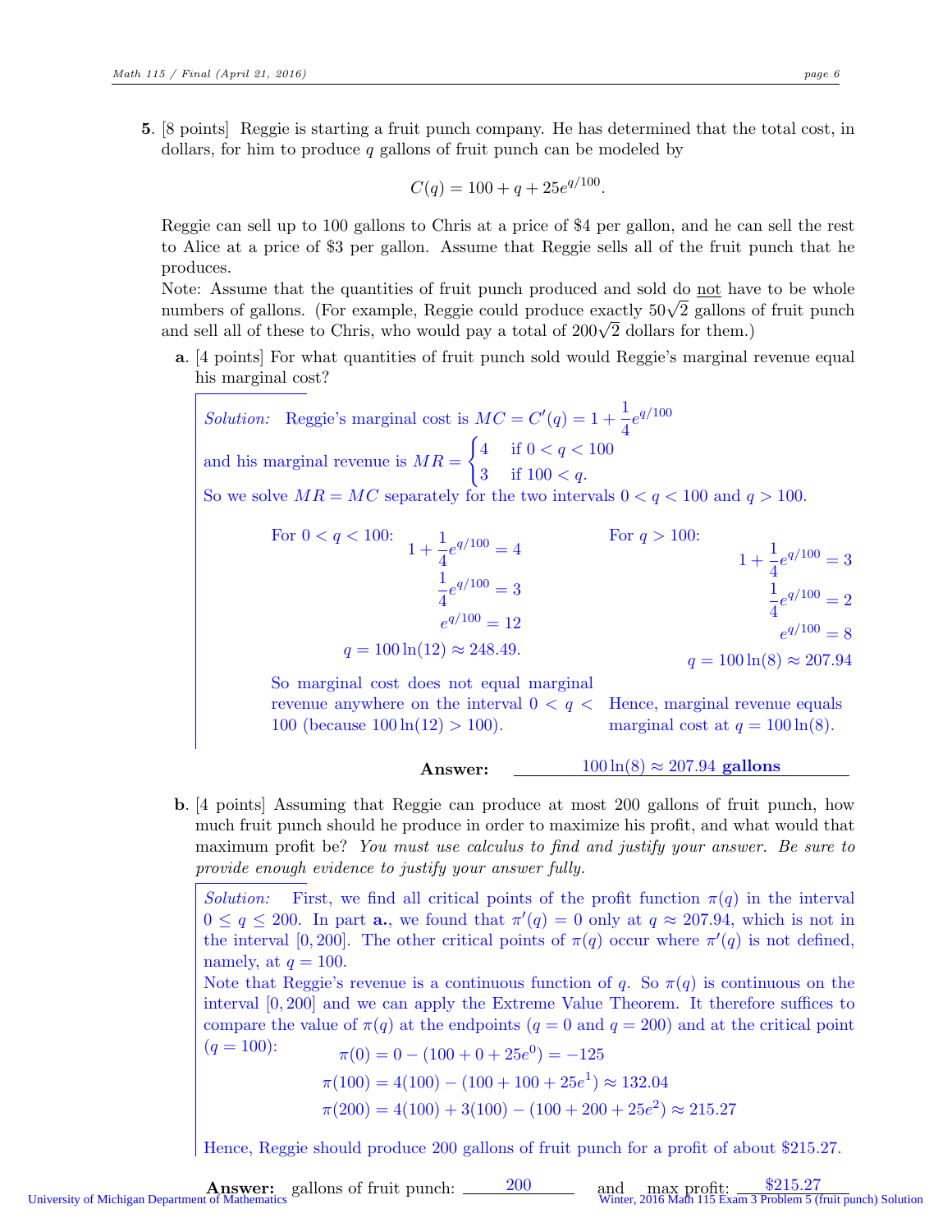**5.** [8 points] Reggie is starting a fruit punch company. He has determined that the total cost, in dollars, for him to produce $q$ gallons of fruit punch can be modeled by

$$C(q) = 100 + q + 25e^{q/100}.$$

Reggie can sell up to 100 gallons to Chris at a price of \$4 per gallon, and he can sell the rest to Alice at a price of \$3 per gallon. Assume that Reggie sells all of the fruit punch that he produces.

Note: Assume that the quantities of fruit punch produced and sold do not have to be whole numbers of gallons. (For example, Reggie could produce exactly $50\sqrt{2}$ gallons of fruit punch and sell all of these to Chris, who would pay a total of $200\sqrt{2}$ dollars for them.)

**a.** [4 points] For what quantities of fruit punch sold would Reggie's marginal revenue equal his marginal cost?

*Solution:* Reggie's marginal cost is $MC = C'(q) = 1 + \frac{1}{4}e^{q/100}$ and his marginal revenue is $MR = \begin{cases} 4 & \text{if } 0 < q < 100 \\ 3 & \text{if } 100 < q. \end{cases}$

So we solve $MR = MC$ separately for the two intervals $0 < q < 100$ and $q > 100$.

For $0 < q < 100$:

$$1 + \frac{1}{4}e^{q/100} = 4$$
$$\frac{1}{4}e^{q/100} = 3$$
$$e^{q/100} = 12$$
$$q = 100\ln(12) \approx 248.49.$$

So marginal cost does not equal marginal revenue anywhere on the interval $0 < q < 100$ (because $100\ln(12) > 100$).

For $q > 100$:

$$1 + \frac{1}{4}e^{q/100} = 3$$
$$\frac{1}{4}e^{q/100} = 2$$
$$e^{q/100} = 8$$
$$q = 100\ln(8) \approx 207.94$$

Hence, marginal revenue equals marginal cost at $q = 100\ln(8)$.

**Answer:** $100\ln(8) \approx 207.94$ **gallons**

**b.** [4 points] Assuming that Reggie can produce at most 200 gallons of fruit punch, how much fruit punch should he produce in order to maximize his profit, and what would that maximum profit be? *You must use calculus to find and justify your answer. Be sure to provide enough evidence to justify your answer fully.*

*Solution:* First, we find all critical points of the profit function $\pi(q)$ in the interval $0 \le q \le 200$. In part **a.**, we found that $\pi'(q) = 0$ only at $q \approx 207.94$, which is not in the interval $[0, 200]$. The other critical points of $\pi(q)$ occur where $\pi'(q)$ is not defined, namely, at $q = 100$.

Note that Reggie's revenue is a continuous function of $q$. So $\pi(q)$ is continuous on the interval $[0, 200]$ and we can apply the Extreme Value Theorem. It therefore suffices to compare the value of $\pi(q)$ at the endpoints ($q = 0$ and $q = 200$) and at the critical point ($q = 100$):

$$\pi(0) = 0 - (100 + 0 + 25e^0) = -125$$
$$\pi(100) = 4(100) - (100 + 100 + 25e^1) \approx 132.04$$
$$\pi(200) = 4(100) + 3(100) - (100 + 200 + 25e^2) \approx 215.27$$

Hence, Reggie should produce 200 gallons of fruit punch for a profit of about \$215.27.

**Answer:** gallons of fruit punch: 200 and max profit: \$215.27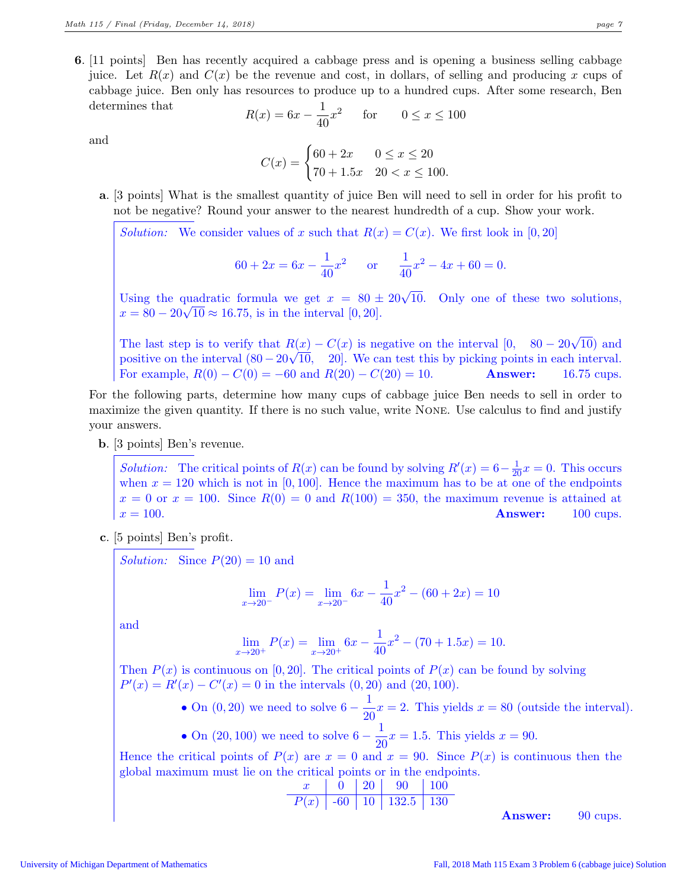**6.** [11 points] Ben has recently acquired a cabbage press and is opening a business selling cabbage juice. Let $R(x)$ and $C(x)$ be the revenue and cost, in dollars, of selling and producing $x$ cups of cabbage juice. Ben only has resources to produce up to a hundred cups. After some research, Ben determines that

$$R(x) = 6x - \frac{1}{40}x^2 \quad \text{for} \quad 0 \le x \le 100$$

and

$$C(x) = \begin{cases} 60 + 2x & 0 \le x \le 20 \\ 70 + 1.5x & 20 < x \le 100. \end{cases}$$

**a.** [3 points] What is the smallest quantity of juice Ben will need to sell in order for his profit to not be negative? Round your answer to the nearest hundredth of a cup. Show your work.

*Solution:* We consider values of $x$ such that $R(x) = C(x)$. We first look in $[0, 20]$

$$60 + 2x = 6x - \frac{1}{40}x^2 \quad \text{or} \quad \frac{1}{40}x^2 - 4x + 60 = 0.$$

Using the quadratic formula we get $x = 80 \pm 20\sqrt{10}$. Only one of these two solutions, $x = 80 - 20\sqrt{10} \approx 16.75$, is in the interval $[0, 20]$.

The last step is to verify that $R(x) - C(x)$ is negative on the interval $[0, \quad 80 - 20\sqrt{10})$ and positive on the interval $(80 - 20\sqrt{10}, \quad 20]$. We can test this by picking points in each interval. For example, $R(0) - C(0) = -60$ and $R(20) - C(20) = 10$.

**Answer:** 16.75 cups.

For the following parts, determine how many cups of cabbage juice Ben needs to sell in order to maximize the given quantity. If there is no such value, write NONE. Use calculus to find and justify your answers.

**b.** [3 points] Ben's revenue.

*Solution:* The critical points of $R(x)$ can be found by solving $R'(x) = 6 - \frac{1}{20}x = 0$. This occurs when $x = 120$ which is not in $[0, 100]$. Hence the maximum has to be at one of the endpoints $x = 0$ or $x = 100$. Since $R(0) = 0$ and $R(100) = 350$, the maximum revenue is attained at $x = 100$.

**Answer:** 100 cups.

**c.** [5 points] Ben's profit.

*Solution:* Since $P(20) = 10$ and

$$\lim_{x \to 20^-} P(x) = \lim_{x \to 20^-} 6x - \frac{1}{40}x^2 - (60 + 2x) = 10$$

and

$$\lim_{x \to 20^+} P(x) = \lim_{x \to 20^+} 6x - \frac{1}{40}x^2 - (70 + 1.5x) = 10.$$

Then $P(x)$ is continuous on $[0, 20]$. The critical points of $P(x)$ can be found by solving $P'(x) = R'(x) - C'(x) = 0$ in the intervals $(0, 20)$ and $(20, 100)$.

- On $(0, 20)$ we need to solve $6 - \frac{1}{20}x = 2$. This yields $x = 80$ (outside the interval).
- On $(20, 100)$ we need to solve $6 - \frac{1}{20}x = 1.5$. This yields $x = 90$.

Hence the critical points of $P(x)$ are $x = 0$ and $x = 90$. Since $P(x)$ is continuous then the global maximum must lie on the critical points or in the endpoints.

| $x$ | 0 | 20 | 90 | 100 |
|---|---|---|---|---|
| $P(x)$ | -60 | 10 | 132.5 | 130 |

**Answer:** 90 cups.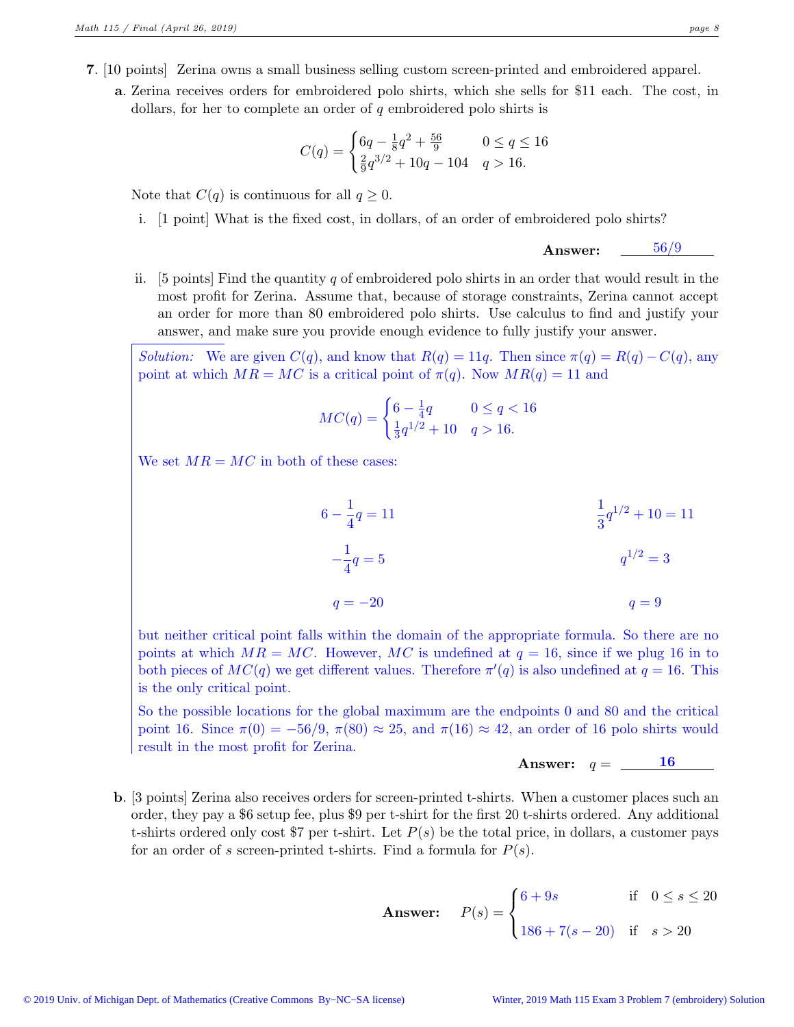**7.** [10 points] Zerina owns a small business selling custom screen-printed and embroidered apparel.

**a.** Zerina receives orders for embroidered polo shirts, which she sells for \$11 each. The cost, in dollars, for her to complete an order of $q$ embroidered polo shirts is

$$C(q) = \begin{cases} 6q - \frac{1}{8}q^2 + \frac{56}{9} & 0 \le q \le 16 \\ \frac{2}{9}q^{3/2} + 10q - 104 & q > 16. \end{cases}$$

Note that $C(q)$ is continuous for all $q \ge 0$.

i. [1 point] What is the fixed cost, in dollars, of an order of embroidered polo shirts?

**Answer:** 56/9

ii. [5 points] Find the quantity $q$ of embroidered polo shirts in an order that would result in the most profit for Zerina. Assume that, because of storage constraints, Zerina cannot accept an order for more than 80 embroidered polo shirts. Use calculus to find and justify your answer, and make sure you provide enough evidence to fully justify your answer.

*Solution:* We are given $C(q)$, and know that $R(q) = 11q$. Then since $\pi(q) = R(q) - C(q)$, any point at which $MR = MC$ is a critical point of $\pi(q)$. Now $MR(q) = 11$ and

$$MC(q) = \begin{cases} 6 - \frac{1}{4}q & 0 \le q < 16 \\ \frac{1}{3}q^{1/2} + 10 & q > 16. \end{cases}$$

We set $MR = MC$ in both of these cases:

$$6 - \frac{1}{4}q = 11 \qquad\qquad \frac{1}{3}q^{1/2} + 10 = 11$$

$$-\frac{1}{4}q = 5 \qquad\qquad q^{1/2} = 3$$

$$q = -20 \qquad\qquad q = 9$$

but neither critical point falls within the domain of the appropriate formula. So there are no points at which $MR = MC$. However, $MC$ is undefined at $q = 16$, since if we plug 16 in to both pieces of $MC(q)$ we get different values. Therefore $\pi'(q)$ is also undefined at $q = 16$. This is the only critical point.

So the possible locations for the global maximum are the endpoints 0 and 80 and the critical point 16. Since $\pi(0) = -56/9$, $\pi(80) \approx 25$, and $\pi(16) \approx 42$, an order of 16 polo shirts would result in the most profit for Zerina.

**Answer:** $q =$ **16**

**b.** [3 points] Zerina also receives orders for screen-printed t-shirts. When a customer places such an order, they pay a \$6 setup fee, plus \$9 per t-shirt for the first 20 t-shirts ordered. Any additional t-shirts ordered only cost \$7 per t-shirt. Let $P(s)$ be the total price, in dollars, a customer pays for an order of $s$ screen-printed t-shirts. Find a formula for $P(s)$.

**Answer:**
$$P(s) = \begin{cases} 6 + 9s & \text{if} \quad 0 \le s \le 20 \\ 186 + 7(s - 20) & \text{if} \quad s > 20 \end{cases}$$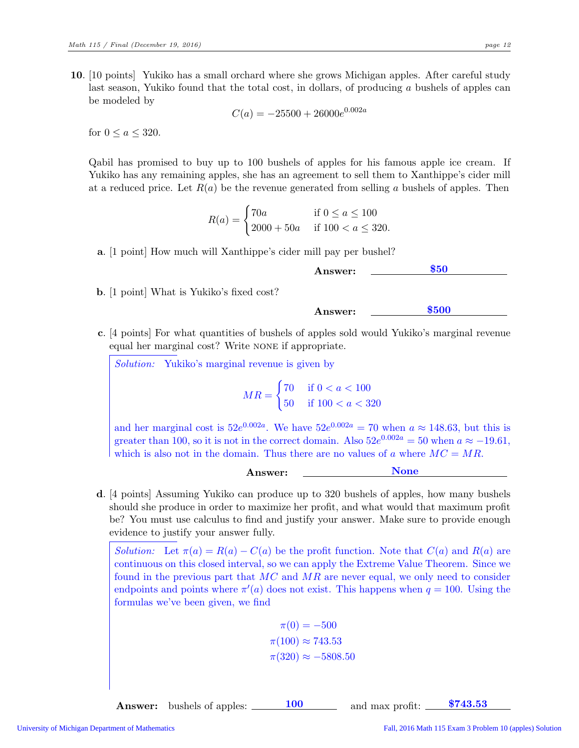**10**. [10 points] Yukiko has a small orchard where she grows Michigan apples. After careful study last season, Yukiko found that the total cost, in dollars, of producing $a$ bushels of apples can be modeled by

$$C(a) = -25500 + 26000e^{0.002a}$$

for $0 \le a \le 320$.

Qabil has promised to buy up to 100 bushels of apples for his famous apple ice cream. If Yukiko has any remaining apples, she has an agreement to sell them to Xanthippe's cider mill at a reduced price. Let $R(a)$ be the revenue generated from selling $a$ bushels of apples. Then

$$R(a) = \begin{cases} 70a & \text{if } 0 \le a \le 100 \\ 2000 + 50a & \text{if } 100 < a \le 320. \end{cases}$$

**a**. [1 point] How much will Xanthippe's cider mill pay per bushel?

**Answer:** **\$50**

**b**. [1 point] What is Yukiko's fixed cost?

**Answer:** **\$500**

**c**. [4 points] For what quantities of bushels of apples sold would Yukiko's marginal revenue equal her marginal cost? Write NONE if appropriate.

*Solution:* Yukiko's marginal revenue is given by

$$MR = \begin{cases} 70 & \text{if } 0 < a < 100 \\ 50 & \text{if } 100 < a < 320 \end{cases}$$

and her marginal cost is $52e^{0.002a}$. We have $52e^{0.002a} = 70$ when $a \approx 148.63$, but this is greater than 100, so it is not in the correct domain. Also $52e^{0.002a} = 50$ when $a \approx -19.61$, which is also not in the domain. Thus there are no values of $a$ where $MC = MR$.

**Answer:** **None**

**d**. [4 points] Assuming Yukiko can produce up to 320 bushels of apples, how many bushels should she produce in order to maximize her profit, and what would that maximum profit be? You must use calculus to find and justify your answer. Make sure to provide enough evidence to justify your answer fully.

*Solution:* Let $\pi(a) = R(a) - C(a)$ be the profit function. Note that $C(a)$ and $R(a)$ are continuous on this closed interval, so we can apply the Extreme Value Theorem. Since we found in the previous part that $MC$ and $MR$ are never equal, we only need to consider endpoints and points where $\pi'(a)$ does not exist. This happens when $q = 100$. Using the formulas we've been given, we find

$$\pi(0) = -500$$
$$\pi(100) \approx 743.53$$
$$\pi(320) \approx -5808.50$$

**Answer:** bushels of apples: **100** and max profit: **\$743.53**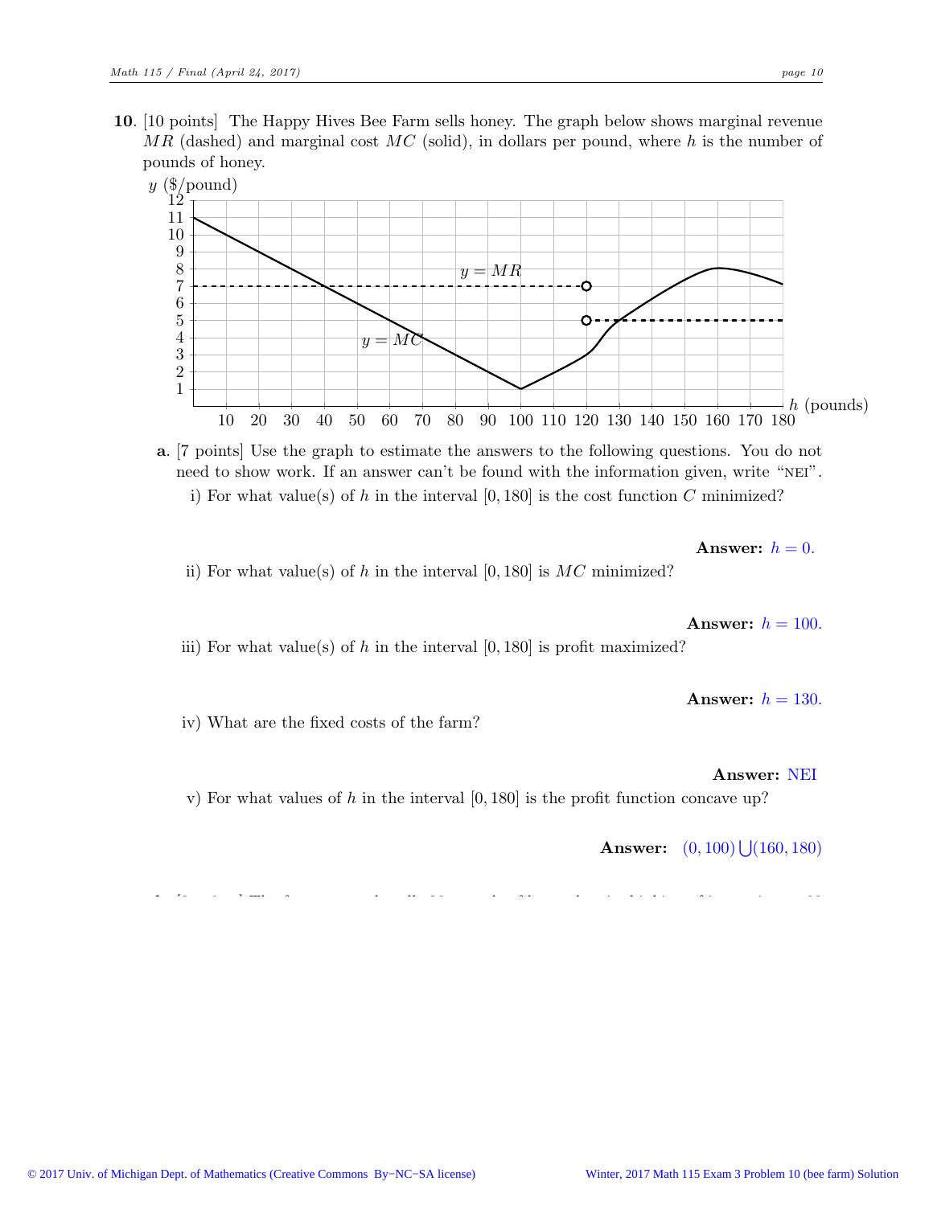**10**. [10 points] The Happy Hives Bee Farm sells honey. The graph below shows marginal revenue $MR$ (dashed) and marginal cost $MC$ (solid), in dollars per pound, where $h$ is the number of pounds of honey.

$y$ (\$/pound)

12
11
10
9
8
7
6
5
4
3
2
1

$y = MR$

$y = MC$

10 20 30 40 50 60 70 80 90 100 110 120 130 140 150 160 170 180

$h$ (pounds)

**a**. [7 points] Use the graph to estimate the answers to the following questions. You do not need to show work. If an answer can't be found with the information given, write "NEI".

i) For what value(s) of $h$ in the interval $[0, 180]$ is the cost function $C$ minimized?

**Answer:** $h = 0$.

ii) For what value(s) of $h$ in the interval $[0, 180]$ is $MC$ minimized?

**Answer:** $h = 100$.

iii) For what value(s) of $h$ in the interval $[0, 180]$ is profit maximized?

**Answer:** $h = 130$.

iv) What are the fixed costs of the farm?

**Answer:** NEI

v) For what values of $h$ in the interval $[0, 180]$ is the profit function concave up?

**Answer:** $(0, 100) \bigcup (160, 180)$